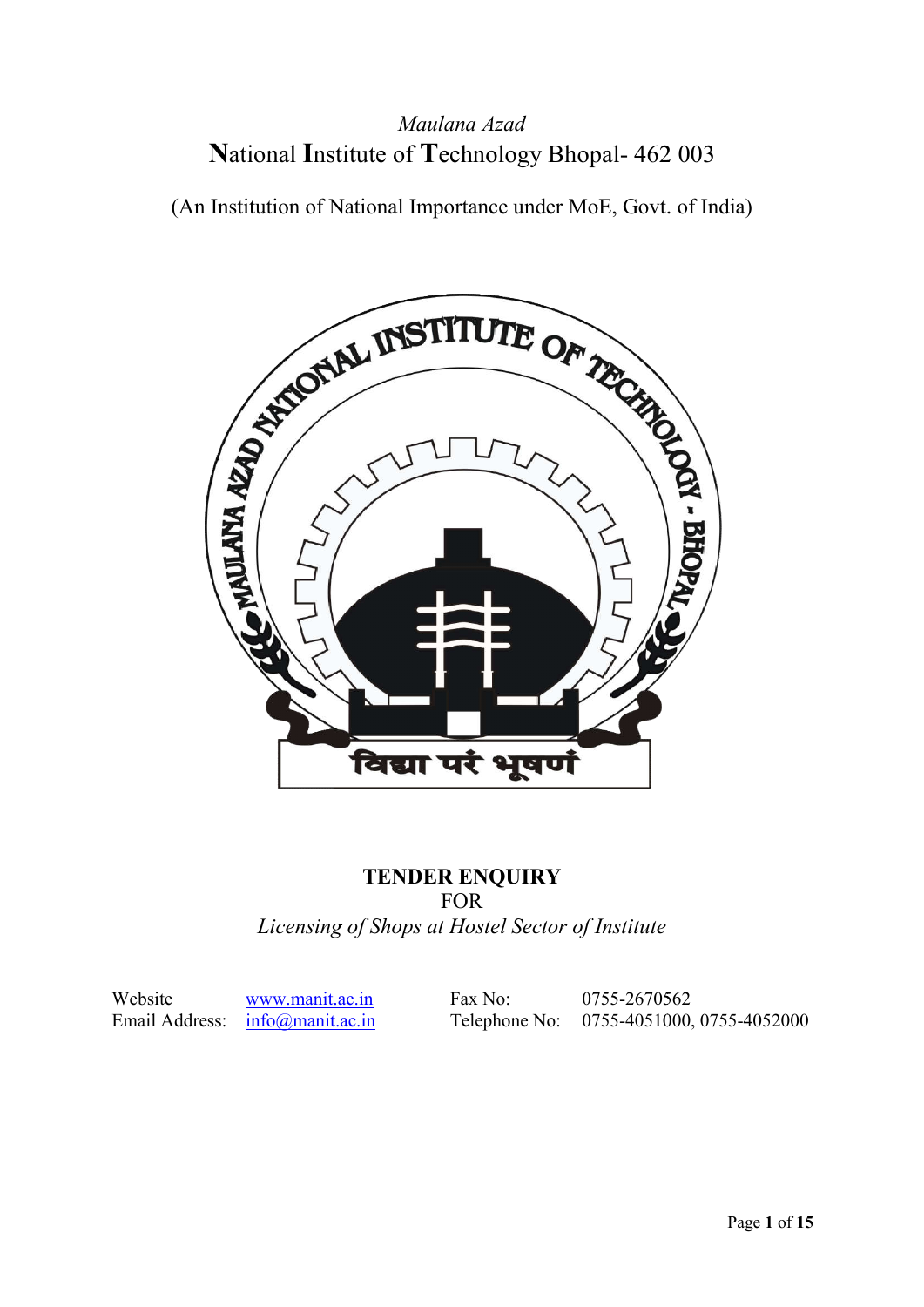*Maulana Azad*

# National Institute of Technology Bhopal- 462 003

(An Institution of National Importance under MoE, Govt. of India)

## TENDER ENQUIRY

FOR

*Licensing of Shops at Hostel Sector of Institute*

| | | | |
|---|---|---|---|
| Website | www.manit.ac.in | Fax No: | 0755-2670562 |
| Email Address: | info@manit.ac.in | Telephone No: | 0755-4051000, 0755-4052000 |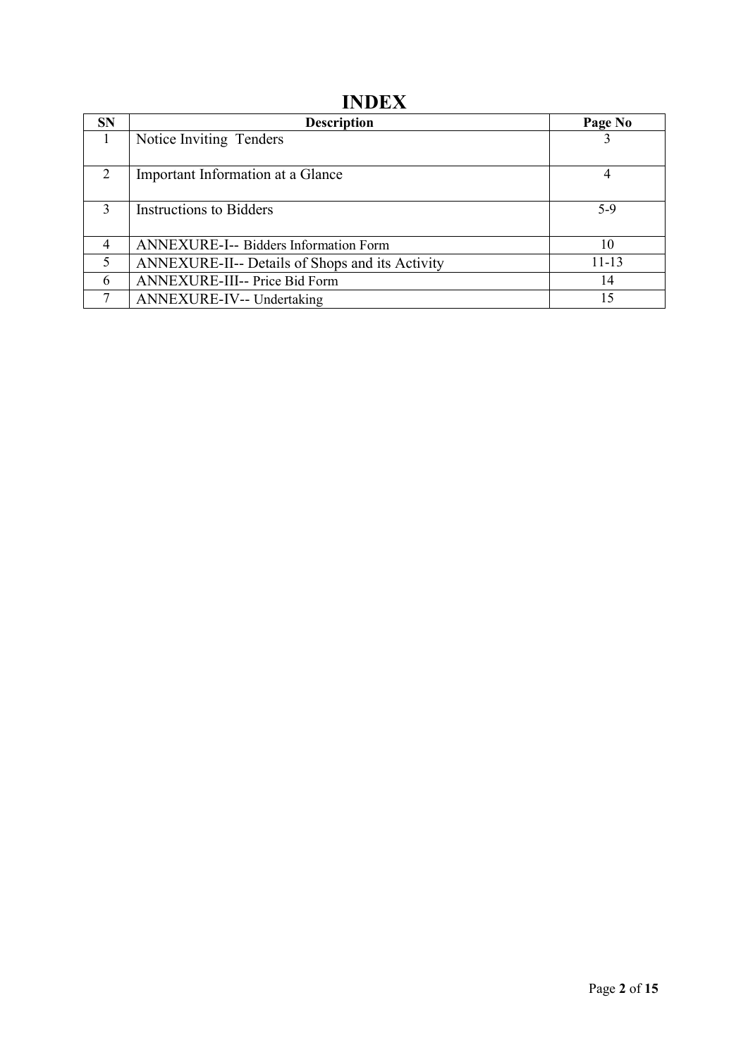# INDEX

| SN | Description | Page No |
|---|---|---|
| 1 | Notice Inviting Tenders | 3 |
| 2 | Important Information at a Glance | 4 |
| 3 | Instructions to Bidders | 5-9 |
| 4 | ANNEXURE-I-- Bidders Information Form | 10 |
| 5 | ANNEXURE-II-- Details of Shops and its Activity | 11-13 |
| 6 | ANNEXURE-III-- Price Bid Form | 14 |
| 7 | ANNEXURE-IV-- Undertaking | 15 |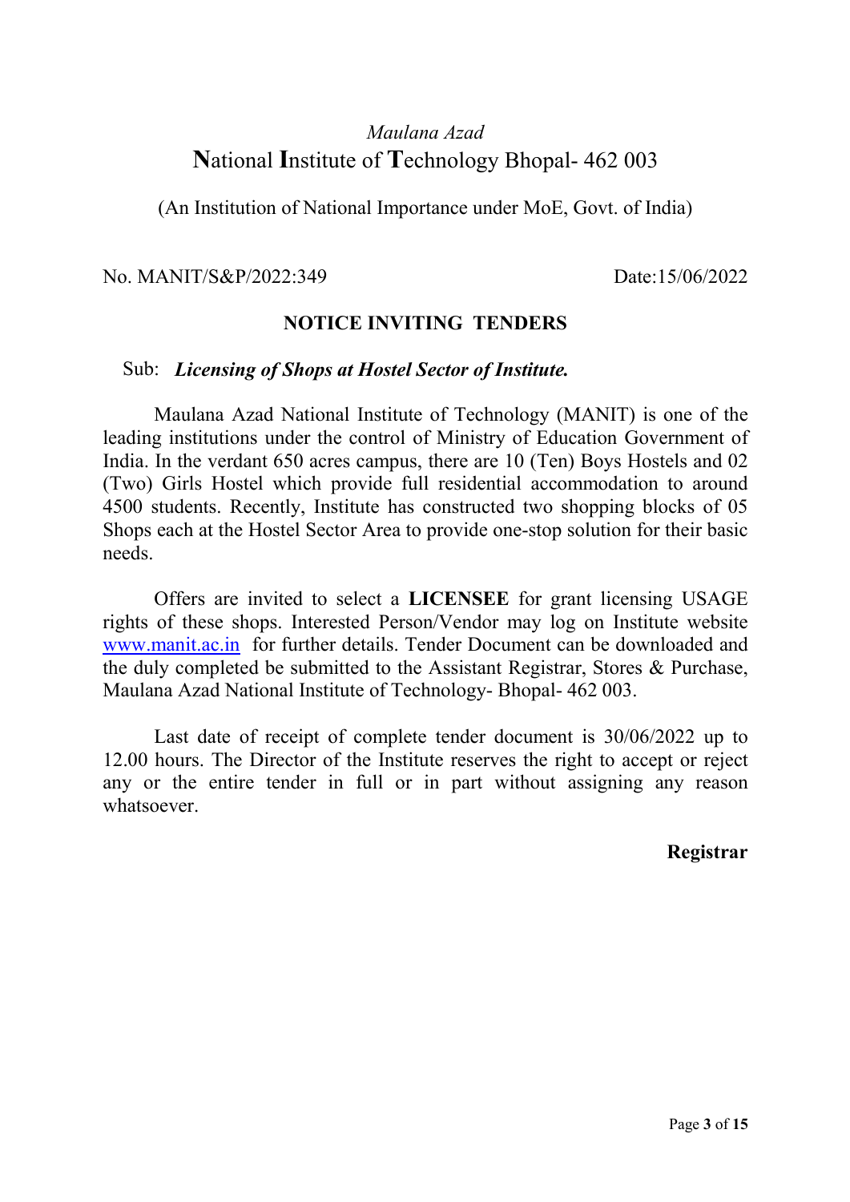*Maulana Azad*

# **N**ational **I**nstitute of **T**echnology Bhopal- 462 003

(An Institution of National Importance under MoE, Govt. of India)

No. MANIT/S&P/2022:349 Date:15/06/2022

## NOTICE INVITING TENDERS

Sub: ***Licensing of Shops at Hostel Sector of Institute.***

Maulana Azad National Institute of Technology (MANIT) is one of the leading institutions under the control of Ministry of Education Government of India. In the verdant 650 acres campus, there are 10 (Ten) Boys Hostels and 02 (Two) Girls Hostel which provide full residential accommodation to around 4500 students. Recently, Institute has constructed two shopping blocks of 05 Shops each at the Hostel Sector Area to provide one-stop solution for their basic needs.

Offers are invited to select a **LICENSEE** for grant licensing USAGE rights of these shops. Interested Person/Vendor may log on Institute website www.manit.ac.in for further details. Tender Document can be downloaded and the duly completed be submitted to the Assistant Registrar, Stores & Purchase, Maulana Azad National Institute of Technology- Bhopal- 462 003.

Last date of receipt of complete tender document is 30/06/2022 up to 12.00 hours. The Director of the Institute reserves the right to accept or reject any or the entire tender in full or in part without assigning any reason whatsoever.

**Registrar**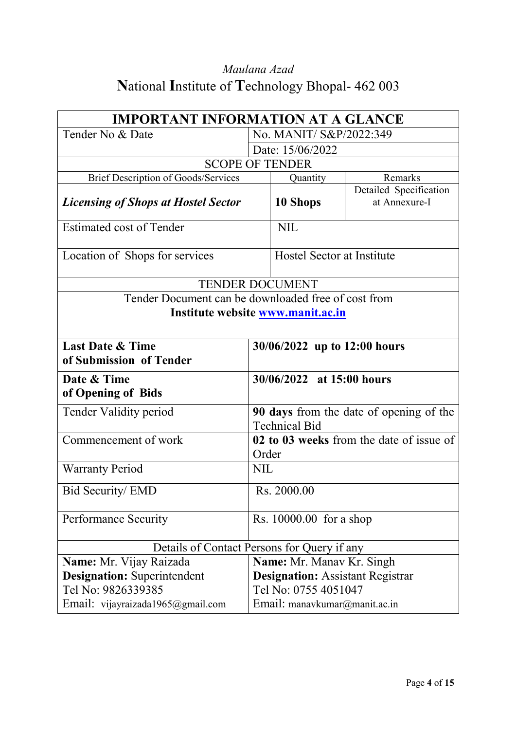*Maulana Azad*

# National Institute of Technology Bhopal- 462 003

| IMPORTANT INFORMATION AT A GLANCE | | |
|---|---|---|
| Tender No & Date | No. MANIT/ S&P/2022:349 | |
| | Date: 15/06/2022 | |
| SCOPE OF TENDER | | |
| Brief Description of Goods/Services | Quantity | Remarks |
| ***Licensing of Shops at Hostel Sector*** | **10 Shops** | Detailed Specification at Annexure-I |
| Estimated cost of Tender | NIL | |
| Location of Shops for services | Hostel Sector at Institute | |
| TENDER DOCUMENT | | |
| Tender Document can be downloaded free of cost from **Institute website www.manit.ac.in** | | |
| **Last Date & Time of Submission of Tender** | **30/06/2022 up to 12:00 hours** | |
| **Date & Time of Opening of Bids** | **30/06/2022 at 15:00 hours** | |
| Tender Validity period | **90 days** from the date of opening of the Technical Bid | |
| Commencement of work | **02 to 03 weeks** from the date of issue of Order | |
| Warranty Period | NIL | |
| Bid Security/ EMD | Rs. 2000.00 | |
| Performance Security | Rs. 10000.00 for a shop | |
| Details of Contact Persons for Query if any | | |
| **Name:** Mr. Vijay Raizada<br>**Designation:** Superintendent<br>Tel No: 9826339385<br>Email: vijayraizada1965@gmail.com | **Name:** Mr. Manav Kr. Singh<br>**Designation:** Assistant Registrar<br>Tel No: 0755 4051047<br>Email: manavkumar@manit.ac.in | |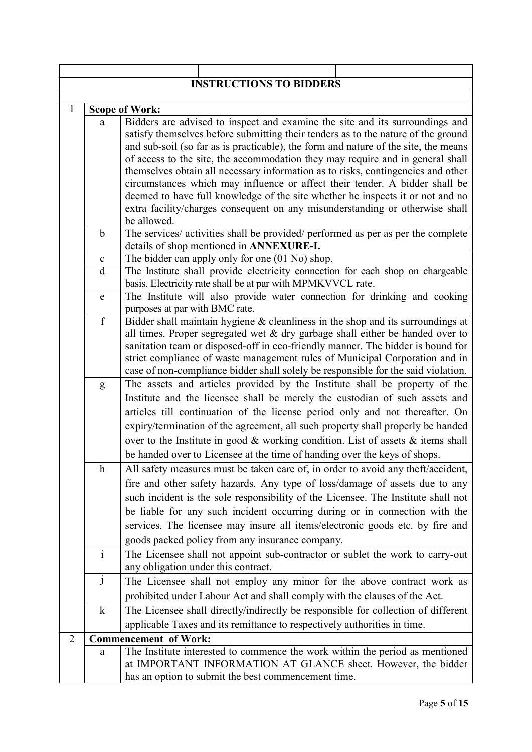| | | |
|---|---|---|
| **INSTRUCTIONS TO BIDDERS** | | |
| 1 | **Scope of Work:** | |
| | a | Bidders are advised to inspect and examine the site and its surroundings and satisfy themselves before submitting their tenders as to the nature of the ground and sub-soil (so far as is practicable), the form and nature of the site, the means of access to the site, the accommodation they may require and in general shall themselves obtain all necessary information as to risks, contingencies and other circumstances which may influence or affect their tender. A bidder shall be deemed to have full knowledge of the site whether he inspects it or not and no extra facility/charges consequent on any misunderstanding or otherwise shall be allowed. |
| | b | The services/ activities shall be provided/ performed as per as per the complete details of shop mentioned in **ANNEXURE-I.** |
| | c | The bidder can apply only for one (01 No) shop. |
| | d | The Institute shall provide electricity connection for each shop on chargeable basis. Electricity rate shall be at par with MPMKVVCL rate. |
| | e | The Institute will also provide water connection for drinking and cooking purposes at par with BMC rate. |
| | f | Bidder shall maintain hygiene & cleanliness in the shop and its surroundings at all times. Proper segregated wet & dry garbage shall either be handed over to sanitation team or disposed-off in eco-friendly manner. The bidder is bound for strict compliance of waste management rules of Municipal Corporation and in case of non-compliance bidder shall solely be responsible for the said violation. |
| | g | The assets and articles provided by the Institute shall be property of the Institute and the licensee shall be merely the custodian of such assets and articles till continuation of the license period only and not thereafter. On expiry/termination of the agreement, all such property shall properly be handed over to the Institute in good & working condition. List of assets & items shall be handed over to Licensee at the time of handing over the keys of shops. |
| | h | All safety measures must be taken care of, in order to avoid any theft/accident, fire and other safety hazards. Any type of loss/damage of assets due to any such incident is the sole responsibility of the Licensee. The Institute shall not be liable for any such incident occurring during or in connection with the services. The licensee may insure all items/electronic goods etc. by fire and goods packed policy from any insurance company. |
| | i | The Licensee shall not appoint sub-contractor or sublet the work to carry-out any obligation under this contract. |
| | j | The Licensee shall not employ any minor for the above contract work as prohibited under Labour Act and shall comply with the clauses of the Act. |
| | k | The Licensee shall directly/indirectly be responsible for collection of different applicable Taxes and its remittance to respectively authorities in time. |
| 2 | **Commencement of Work:** | |
| | a | The Institute interested to commence the work within the period as mentioned at IMPORTANT INFORMATION AT GLANCE sheet. However, the bidder has an option to submit the best commencement time. |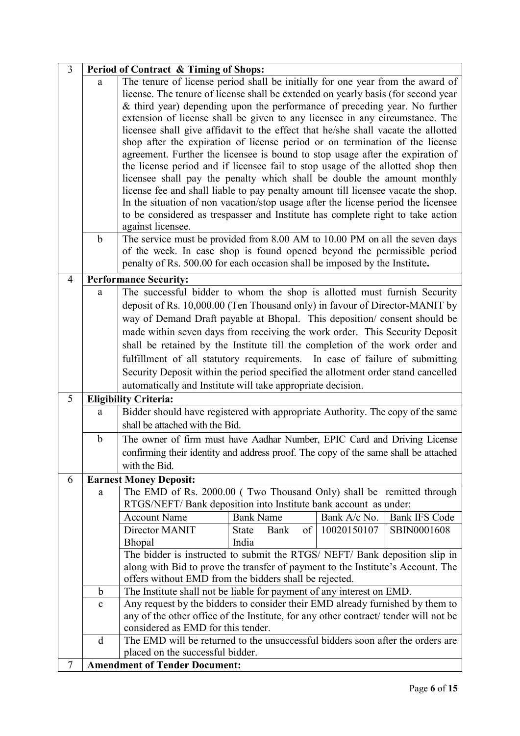| 3 | **Period of Contract & Timing of Shops:** | | | | |
|---|---|---|---|---|---|
| | a | The tenure of license period shall be initially for one year from the award of license. The tenure of license shall be extended on yearly basis (for second year & third year) depending upon the performance of preceding year. No further extension of license shall be given to any licensee in any circumstance. The licensee shall give affidavit to the effect that he/she shall vacate the allotted shop after the expiration of license period or on termination of the license agreement. Further the licensee is bound to stop usage after the expiration of the license period and if licensee fail to stop usage of the allotted shop then licensee shall pay the penalty which shall be double the amount monthly license fee and shall liable to pay penalty amount till licensee vacate the shop. In the situation of non vacation/stop usage after the license period the licensee to be considered as trespasser and Institute has complete right to take action against licensee. | | | |
| | b | The service must be provided from 8.00 AM to 10.00 PM on all the seven days of the week. In case shop is found opened beyond the permissible period penalty of Rs. 500.00 for each occasion shall be imposed by the Institute. | | | |
| 4 | **Performance Security:** | | | | |
| | a | The successful bidder to whom the shop is allotted must furnish Security deposit of Rs. 10,000.00 (Ten Thousand only) in favour of Director-MANIT by way of Demand Draft payable at Bhopal. This deposition/ consent should be made within seven days from receiving the work order. This Security Deposit shall be retained by the Institute till the completion of the work order and fulfillment of all statutory requirements. In case of failure of submitting Security Deposit within the period specified the allotment order stand cancelled automatically and Institute will take appropriate decision. | | | |
| 5 | **Eligibility Criteria:** | | | | |
| | a | Bidder should have registered with appropriate Authority. The copy of the same shall be attached with the Bid. | | | |
| | b | The owner of firm must have Aadhar Number, EPIC Card and Driving License confirming their identity and address proof. The copy of the same shall be attached with the Bid. | | | |
| 6 | **Earnest Money Deposit:** | | | | |
| | a | The EMD of Rs. 2000.00 ( Two Thousand Only) shall be remitted through RTGS/NEFT/ Bank deposition into Institute bank account as under: | | | |
| | | Account Name | Bank Name | Bank A/c No. | Bank IFS Code |
| | | Director MANIT Bhopal | State Bank of India | 10020150107 | SBIN0001608 |
| | | The bidder is instructed to submit the RTGS/ NEFT/ Bank deposition slip in along with Bid to prove the transfer of payment to the Institute's Account. The offers without EMD from the bidders shall be rejected. | | | |
| | b | The Institute shall not be liable for payment of any interest on EMD. | | | |
| | c | Any request by the bidders to consider their EMD already furnished by them to any of the other office of the Institute, for any other contract/ tender will not be considered as EMD for this tender. | | | |
| | d | The EMD will be returned to the unsuccessful bidders soon after the orders are placed on the successful bidder. | | | |
| 7 | **Amendment of Tender Document:** | | | | |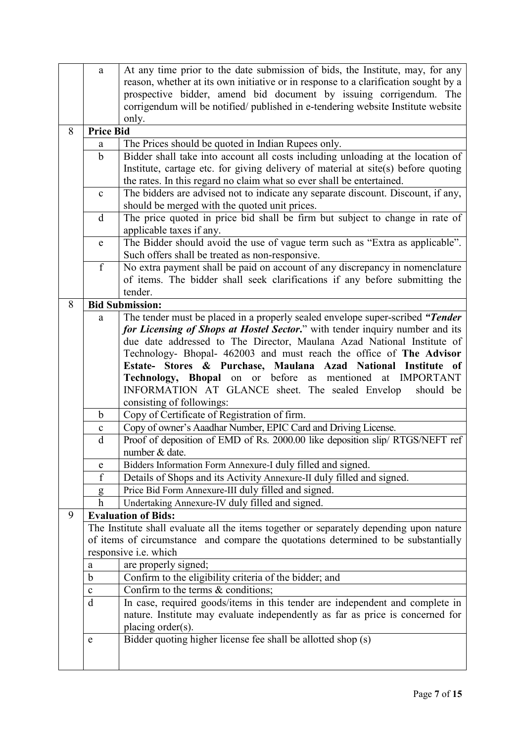| | | |
|---|---|---|
| | a | At any time prior to the date submission of bids, the Institute, may, for any reason, whether at its own initiative or in response to a clarification sought by a prospective bidder, amend bid document by issuing corrigendum. The corrigendum will be notified/ published in e-tendering website Institute website only. |
| 8 | **Price Bid** | |
| | a | The Prices should be quoted in Indian Rupees only. |
| | b | Bidder shall take into account all costs including unloading at the location of Institute, cartage etc. for giving delivery of material at site(s) before quoting the rates. In this regard no claim what so ever shall be entertained. |
| | c | The bidders are advised not to indicate any separate discount. Discount, if any, should be merged with the quoted unit prices. |
| | d | The price quoted in price bid shall be firm but subject to change in rate of applicable taxes if any. |
| | e | The Bidder should avoid the use of vague term such as "Extra as applicable". Such offers shall be treated as non-responsive. |
| | f | No extra payment shall be paid on account of any discrepancy in nomenclature of items. The bidder shall seek clarifications if any before submitting the tender. |
| 8 | **Bid Submission:** | |
| | a | The tender must be placed in a properly sealed envelope super-scribed ***"Tender for Licensing of Shops at Hostel Sector.*"** with tender inquiry number and its due date addressed to The Director, Maulana Azad National Institute of Technology- Bhopal- 462003 and must reach the office of **The Advisor Estate- Stores & Purchase, Maulana Azad National Institute of Technology, Bhopal** on or before as mentioned at IMPORTANT INFORMATION AT GLANCE sheet. The sealed Envelop should be consisting of followings: |
| | b | Copy of Certificate of Registration of firm. |
| | c | Copy of owner's Aaadhar Number, EPIC Card and Driving License. |
| | d | Proof of deposition of EMD of Rs. 2000.00 like deposition slip/ RTGS/NEFT ref number & date. |
| | e | Bidders Information Form Annexure-I duly filled and signed. |
| | f | Details of Shops and its Activity Annexure-II duly filled and signed. |
| | g | Price Bid Form Annexure-III duly filled and signed. |
| | h | Undertaking Annexure-IV duly filled and signed. |
| 9 | **Evaluation of Bids:** | |
| | The Institute shall evaluate all the items together or separately depending upon nature of items of circumstance and compare the quotations determined to be substantially responsive i.e. which | |
| | a | are properly signed; |
| | b | Confirm to the eligibility criteria of the bidder; and |
| | c | Confirm to the terms & conditions; |
| | d | In case, required goods/items in this tender are independent and complete in nature. Institute may evaluate independently as far as price is concerned for placing order(s). |
| | e | Bidder quoting higher license fee shall be allotted shop (s) |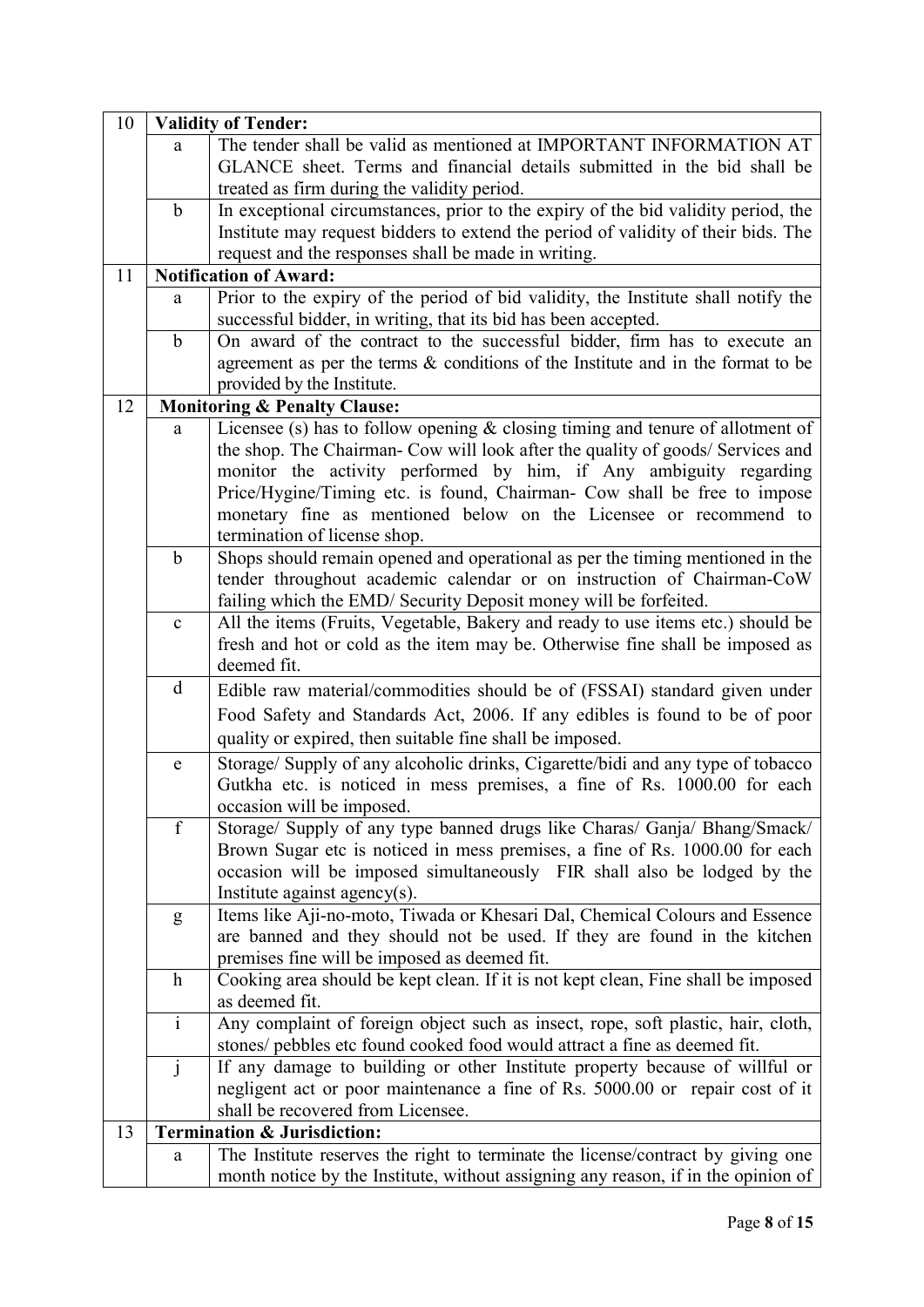| 10 | **Validity of Tender:** | |
|---|---|---|
| | a | The tender shall be valid as mentioned at IMPORTANT INFORMATION AT GLANCE sheet. Terms and financial details submitted in the bid shall be treated as firm during the validity period. |
| | b | In exceptional circumstances, prior to the expiry of the bid validity period, the Institute may request bidders to extend the period of validity of their bids. The request and the responses shall be made in writing. |
| 11 | **Notification of Award:** | |
| | a | Prior to the expiry of the period of bid validity, the Institute shall notify the successful bidder, in writing, that its bid has been accepted. |
| | b | On award of the contract to the successful bidder, firm has to execute an agreement as per the terms & conditions of the Institute and in the format to be provided by the Institute. |
| 12 | **Monitoring & Penalty Clause:** | |
| | a | Licensee (s) has to follow opening & closing timing and tenure of allotment of the shop. The Chairman- Cow will look after the quality of goods/ Services and monitor the activity performed by him, if Any ambiguity regarding Price/Hygine/Timing etc. is found, Chairman- Cow shall be free to impose monetary fine as mentioned below on the Licensee or recommend to termination of license shop. |
| | b | Shops should remain opened and operational as per the timing mentioned in the tender throughout academic calendar or on instruction of Chairman-CoW failing which the EMD/ Security Deposit money will be forfeited. |
| | c | All the items (Fruits, Vegetable, Bakery and ready to use items etc.) should be fresh and hot or cold as the item may be. Otherwise fine shall be imposed as deemed fit. |
| | d | Edible raw material/commodities should be of (FSSAI) standard given under Food Safety and Standards Act, 2006. If any edibles is found to be of poor quality or expired, then suitable fine shall be imposed. |
| | e | Storage/ Supply of any alcoholic drinks, Cigarette/bidi and any type of tobacco Gutkha etc. is noticed in mess premises, a fine of Rs. 1000.00 for each occasion will be imposed. |
| | f | Storage/ Supply of any type banned drugs like Charas/ Ganja/ Bhang/Smack/ Brown Sugar etc is noticed in mess premises, a fine of Rs. 1000.00 for each occasion will be imposed simultaneously FIR shall also be lodged by the Institute against agency(s). |
| | g | Items like Aji-no-moto, Tiwada or Khesari Dal, Chemical Colours and Essence are banned and they should not be used. If they are found in the kitchen premises fine will be imposed as deemed fit. |
| | h | Cooking area should be kept clean. If it is not kept clean, Fine shall be imposed as deemed fit. |
| | i | Any complaint of foreign object such as insect, rope, soft plastic, hair, cloth, stones/ pebbles etc found cooked food would attract a fine as deemed fit. |
| | j | If any damage to building or other Institute property because of willful or negligent act or poor maintenance a fine of Rs. 5000.00 or repair cost of it shall be recovered from Licensee. |
| 13 | **Termination & Jurisdiction:** | |
| | a | The Institute reserves the right to terminate the license/contract by giving one month notice by the Institute, without assigning any reason, if in the opinion of |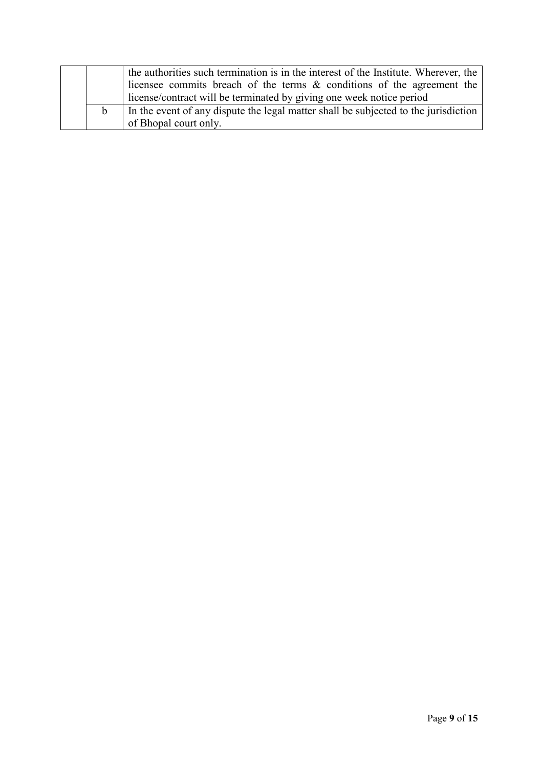|  |  |  |
|---|---|---|
|  |  | the authorities such termination is in the interest of the Institute. Wherever, the licensee commits breach of the terms & conditions of the agreement the license/contract will be terminated by giving one week notice period |
|  | b | In the event of any dispute the legal matter shall be subjected to the jurisdiction of Bhopal court only. |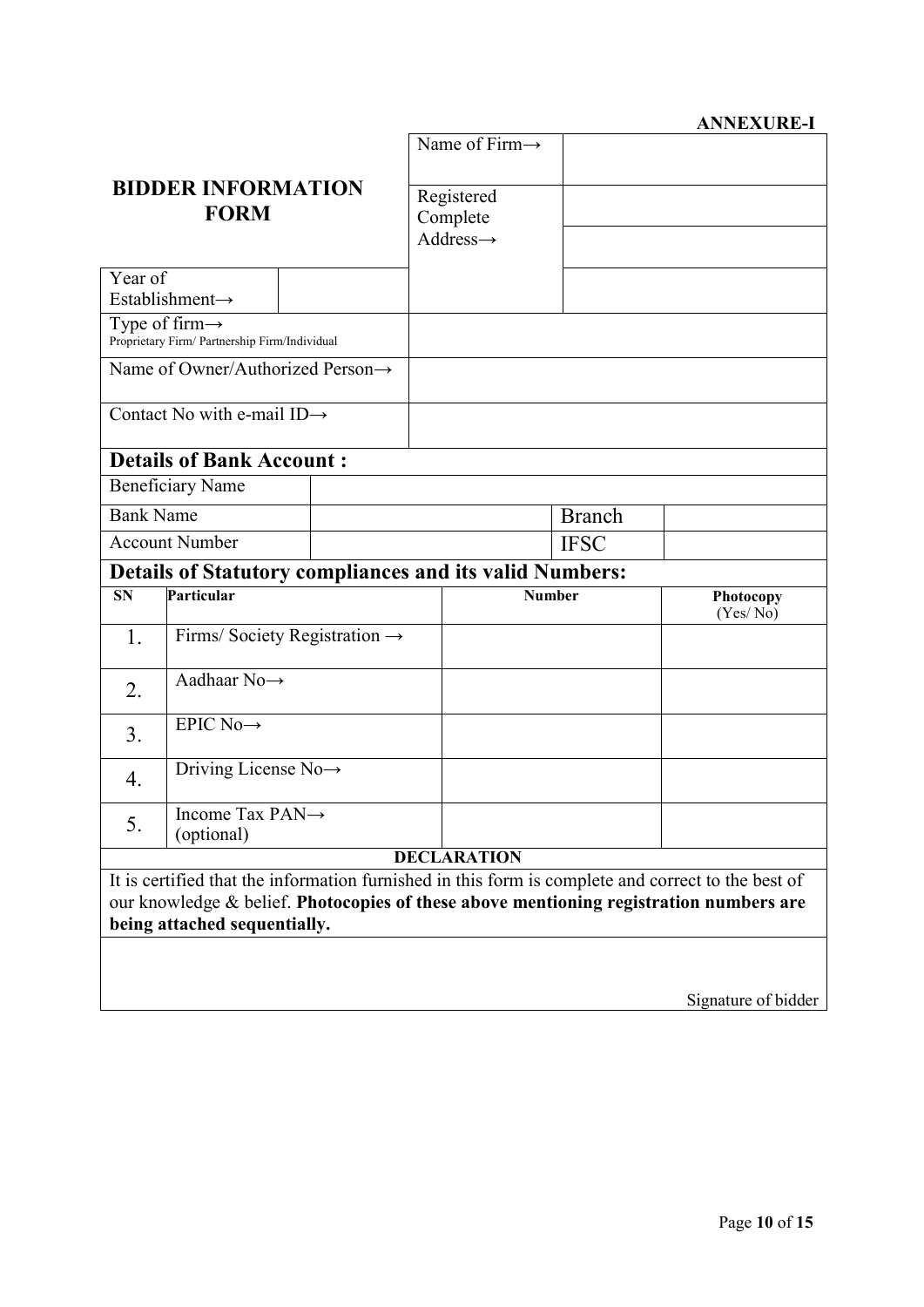**ANNEXURE-I**

## BIDDER INFORMATION FORM

| | |
|---|---|
| Name of Firm→ | |
| Registered Complete Address→ | |
| | |
| | |

| | | |
|---|---|---|
| Year of Establishment→ | | |
| Type of firm→ Proprietary Firm/ Partnership Firm/Individual | | |
| Name of Owner/Authorized Person→ | | |
| Contact No with e-mail ID→ | | |

### Details of Bank Account :

| | | | |
|---|---|---|---|
| Beneficiary Name | | | |
| Bank Name | | Branch | |
| Account Number | | IFSC | |

### Details of Statutory compliances and its valid Numbers:

| SN | Particular | Number | Photocopy (Yes/ No) |
|---|---|---|---|
| 1. | Firms/ Society Registration → | | |
| 2. | Aadhaar No→ | | |
| 3. | EPIC No→ | | |
| 4. | Driving License No→ | | |
| 5. | Income Tax PAN→ (optional) | | |

**DECLARATION**

It is certified that the information furnished in this form is complete and correct to the best of our knowledge & belief. **Photocopies of these above mentioning registration numbers are being attached sequentially.**

Signature of bidder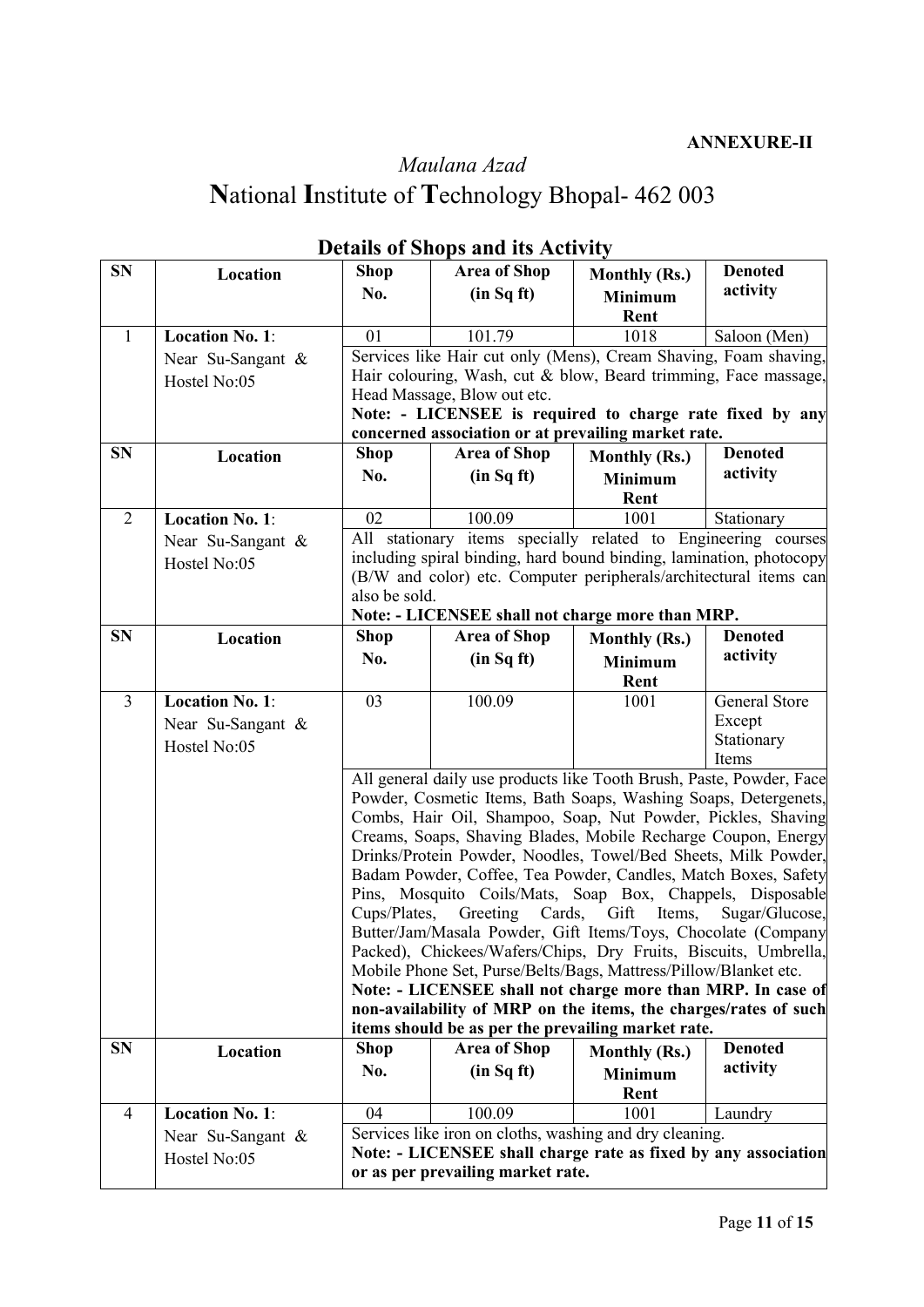**ANNEXURE-II**

# *Maulana Azad*
# **N**ational **I**nstitute of **T**echnology Bhopal- 462 003

## Details of Shops and its Activity

| SN | Location | Shop No. | Area of Shop (in Sq ft) | Monthly (Rs.) Minimum Rent | Denoted activity |
|---|---|---|---|---|---|
| 1 | **Location No. 1**: Near Su-Sangant & Hostel No:05 | 01 | 101.79 | 1018 | Saloon (Men) |
| | | Services like Hair cut only (Mens), Cream Shaving, Foam shaving, Hair colouring, Wash, cut & blow, Beard trimming, Face massage, Head Massage, Blow out etc. **Note: - LICENSEE is required to charge rate fixed by any concerned association or at prevailing market rate.** | | | |
| **SN** | **Location** | **Shop No.** | **Area of Shop (in Sq ft)** | **Monthly (Rs.) Minimum Rent** | **Denoted activity** |
| 2 | **Location No. 1**: Near Su-Sangant & Hostel No:05 | 02 | 100.09 | 1001 | Stationary |
| | | All stationary items specially related to Engineering courses including spiral binding, hard bound binding, lamination, photocopy (B/W and color) etc. Computer peripherals/architectural items can also be sold. **Note: - LICENSEE shall not charge more than MRP.** | | | |
| **SN** | **Location** | **Shop No.** | **Area of Shop (in Sq ft)** | **Monthly (Rs.) Minimum Rent** | **Denoted activity** |
| 3 | **Location No. 1**: Near Su-Sangant & Hostel No:05 | 03 | 100.09 | 1001 | General Store Except Stationary Items |
| | | All general daily use products like Tooth Brush, Paste, Powder, Face Powder, Cosmetic Items, Bath Soaps, Washing Soaps, Detergenets, Combs, Hair Oil, Shampoo, Soap, Nut Powder, Pickles, Shaving Creams, Soaps, Shaving Blades, Mobile Recharge Coupon, Energy Drinks/Protein Powder, Noodles, Towel/Bed Sheets, Milk Powder, Badam Powder, Coffee, Tea Powder, Candles, Match Boxes, Safety Pins, Mosquito Coils/Mats, Soap Box, Chappels, Disposable Cups/Plates, Greeting Cards, Gift Items, Sugar/Glucose, Butter/Jam/Masala Powder, Gift Items/Toys, Chocolate (Company Packed), Chickees/Wafers/Chips, Dry Fruits, Biscuits, Umbrella, Mobile Phone Set, Purse/Belts/Bags, Mattress/Pillow/Blanket etc. **Note: - LICENSEE shall not charge more than MRP. In case of non-availability of MRP on the items, the charges/rates of such items should be as per the prevailing market rate.** | | | |
| **SN** | **Location** | **Shop No.** | **Area of Shop (in Sq ft)** | **Monthly (Rs.) Minimum Rent** | **Denoted activity** |
| 4 | **Location No. 1**: Near Su-Sangant & Hostel No:05 | 04 | 100.09 | 1001 | Laundry |
| | | Services like iron on cloths, washing and dry cleaning. **Note: - LICENSEE shall charge rate as fixed by any association or as per prevailing market rate.** | | | |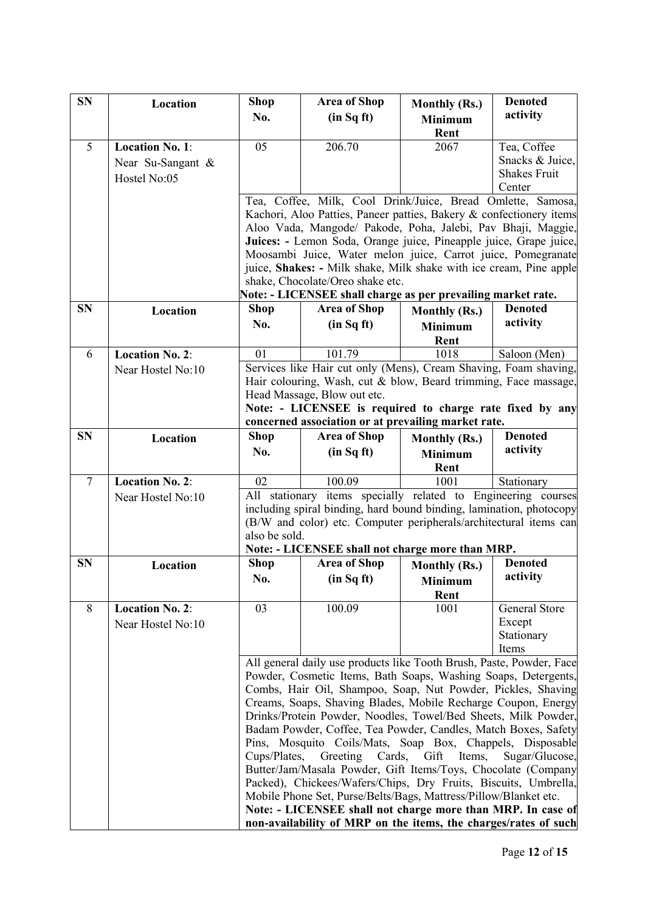| SN | Location | Shop No. | Area of Shop (in Sq ft) | Monthly (Rs.) Minimum Rent | Denoted activity |
|---|---|---|---|---|---|
| 5 | **Location No. 1**: Near Su-Sangant & Hostel No:05 | 05 | 206.70 | 2067 | Tea, Coffee Snacks & Juice, Shakes Fruit Center |
| | | Tea, Coffee, Milk, Cool Drink/Juice, Bread Omlette, Samosa, Kachori, Aloo Patties, Paneer patties, Bakery & confectionery items Aloo Vada, Mangode/ Pakode, Poha, Jalebi, Pav Bhaji, Maggie, **Juices: -** Lemon Soda, Orange juice, Pineapple juice, Grape juice, Moosambi Juice, Water melon juice, Carrot juice, Pomegranate juice, **Shakes: -** Milk shake, Milk shake with ice cream, Pine apple shake, Chocolate/Oreo shake etc. **Note: - LICENSEE shall charge as per prevailing market rate.** | | | |
| **SN** | **Location** | **Shop No.** | **Area of Shop (in Sq ft)** | **Monthly (Rs.) Minimum Rent** | **Denoted activity** |
| 6 | **Location No. 2**: Near Hostel No:10 | 01 | 101.79 | 1018 | Saloon (Men) |
| | | Services like Hair cut only (Mens), Cream Shaving, Foam shaving, Hair colouring, Wash, cut & blow, Beard trimming, Face massage, Head Massage, Blow out etc. **Note: - LICENSEE is required to charge rate fixed by any concerned association or at prevailing market rate.** | | | |
| **SN** | **Location** | **Shop No.** | **Area of Shop (in Sq ft)** | **Monthly (Rs.) Minimum Rent** | **Denoted activity** |
| 7 | **Location No. 2**: Near Hostel No:10 | 02 | 100.09 | 1001 | Stationary |
| | | All stationary items specially related to Engineering courses including spiral binding, hard bound binding, lamination, photocopy (B/W and color) etc. Computer peripherals/architectural items can also be sold. **Note: - LICENSEE shall not charge more than MRP.** | | | |
| **SN** | **Location** | **Shop No.** | **Area of Shop (in Sq ft)** | **Monthly (Rs.) Minimum Rent** | **Denoted activity** |
| 8 | **Location No. 2**: Near Hostel No:10 | 03 | 100.09 | 1001 | General Store Except Stationary Items |
| | | All general daily use products like Tooth Brush, Paste, Powder, Face Powder, Cosmetic Items, Bath Soaps, Washing Soaps, Detergents, Combs, Hair Oil, Shampoo, Soap, Nut Powder, Pickles, Shaving Creams, Soaps, Shaving Blades, Mobile Recharge Coupon, Energy Drinks/Protein Powder, Noodles, Towel/Bed Sheets, Milk Powder, Badam Powder, Coffee, Tea Powder, Candles, Match Boxes, Safety Pins, Mosquito Coils/Mats, Soap Box, Chappels, Disposable Cups/Plates, Greeting Cards, Gift Items, Sugar/Glucose, Butter/Jam/Masala Powder, Gift Items/Toys, Chocolate (Company Packed), Chickees/Wafers/Chips, Dry Fruits, Biscuits, Umbrella, Mobile Phone Set, Purse/Belts/Bags, Mattress/Pillow/Blanket etc. **Note: - LICENSEE shall not charge more than MRP. In case of non-availability of MRP on the items, the charges/rates of such** | | | |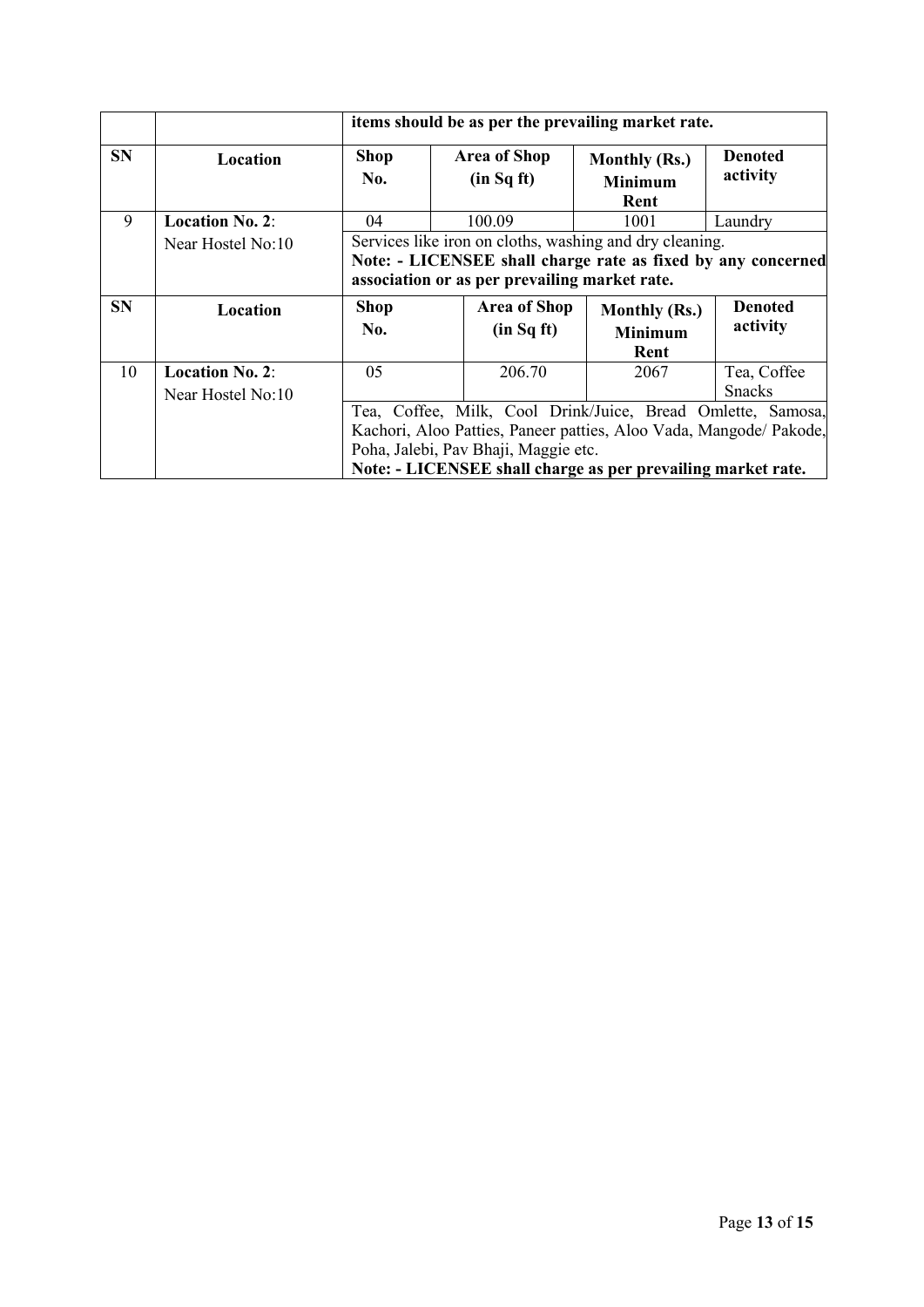| | | **items should be as per the prevailing market rate.** | | | |
|---|---|---|---|---|---|
| **SN** | **Location** | **Shop No.** | **Area of Shop (in Sq ft)** | **Monthly (Rs.) Minimum Rent** | **Denoted activity** |
| 9 | **Location No. 2**: Near Hostel No:10 | 04 | 100.09 | 1001 | Laundry |
| | | Services like iron on cloths, washing and dry cleaning. **Note: - LICENSEE shall charge rate as fixed by any concerned association or as per prevailing market rate.** | | | |
| **SN** | **Location** | **Shop No.** | **Area of Shop (in Sq ft)** | **Monthly (Rs.) Minimum Rent** | **Denoted activity** |
| 10 | **Location No. 2**: Near Hostel No:10 | 05 | 206.70 | 2067 | Tea, Coffee Snacks |
| | | Tea, Coffee, Milk, Cool Drink/Juice, Bread Omlette, Samosa, Kachori, Aloo Patties, Paneer patties, Aloo Vada, Mangode/ Pakode, Poha, Jalebi, Pav Bhaji, Maggie etc. **Note: - LICENSEE shall charge as per prevailing market rate.** | | | |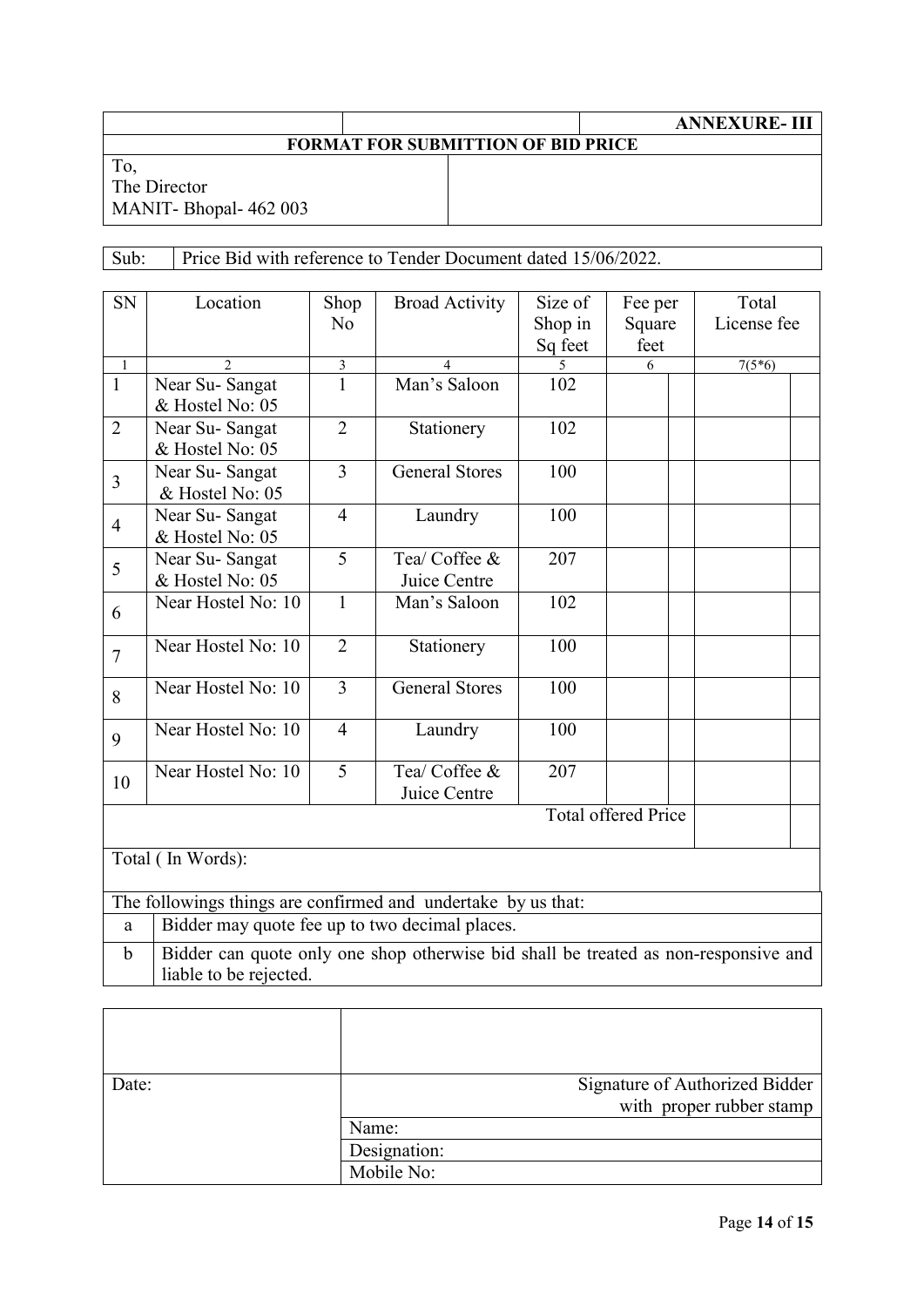**ANNEXURE- III**

**FORMAT FOR SUBMITTION OF BID PRICE**

To,
The Director
MANIT- Bhopal- 462 003

Sub: Price Bid with reference to Tender Document dated 15/06/2022.

| SN | Location | Shop No | Broad Activity | Size of Shop in Sq feet | Fee per Square feet | Total License fee |
|---|---|---|---|---|---|---|
| 1 | 2 | 3 | 4 | 5 | 6 | 7(5*6) |
| 1 | Near Su- Sangat & Hostel No: 05 | 1 | Man's Saloon | 102 | | |
| 2 | Near Su- Sangat & Hostel No: 05 | 2 | Stationery | 102 | | |
| 3 | Near Su- Sangat & Hostel No: 05 | 3 | General Stores | 100 | | |
| 4 | Near Su- Sangat & Hostel No: 05 | 4 | Laundry | 100 | | |
| 5 | Near Su- Sangat & Hostel No: 05 | 5 | Tea/ Coffee & Juice Centre | 207 | | |
| 6 | Near Hostel No: 10 | 1 | Man's Saloon | 102 | | |
| 7 | Near Hostel No: 10 | 2 | Stationery | 100 | | |
| 8 | Near Hostel No: 10 | 3 | General Stores | 100 | | |
| 9 | Near Hostel No: 10 | 4 | Laundry | 100 | | |
| 10 | Near Hostel No: 10 | 5 | Tea/ Coffee & Juice Centre | 207 | | |
| | | | | | Total offered Price | |

Total ( In Words):

The followings things are confirmed and undertake by us that:

| | |
|---|---|
| a | Bidder may quote fee up to two decimal places. |
| b | Bidder can quote only one shop otherwise bid shall be treated as non-responsive and liable to be rejected. |

| | |
|---|---|
| Date: | Signature of Authorized Bidder with proper rubber stamp |
| | Name: |
| | Designation: |
| | Mobile No: |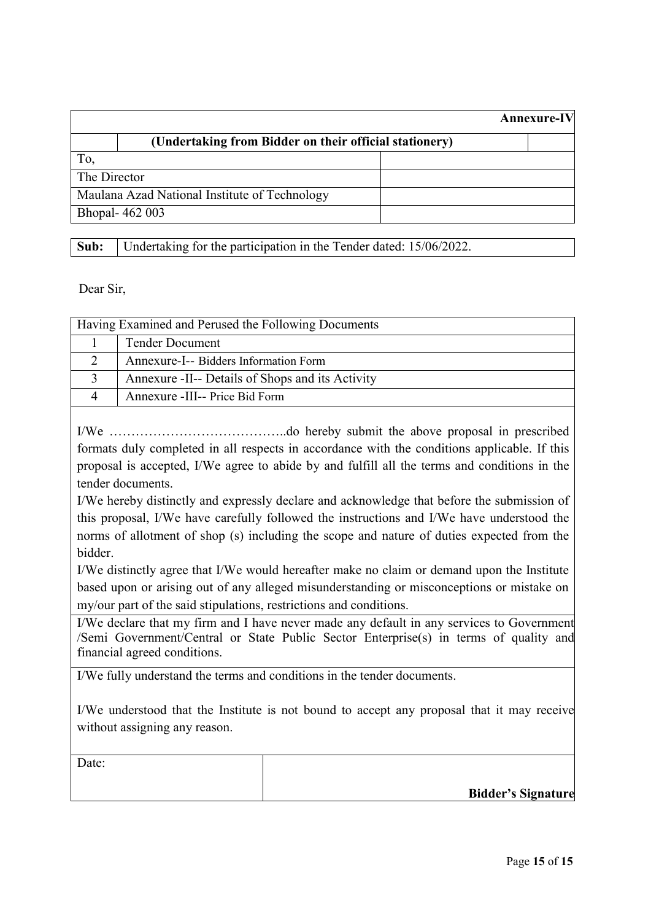**Annexure-IV**

**(Undertaking from Bidder on their official stationery)**

To,
The Director
Maulana Azad National Institute of Technology
Bhopal- 462 003

| | |
|---|---|
| **Sub:** | Undertaking for the participation in the Tender dated: 15/06/2022. |

Dear Sir,

| Having Examined and Perused the Following Documents | |
|---|---|
| 1 | Tender Document |
| 2 | Annexure-I-- Bidders Information Form |
| 3 | Annexure -II-- Details of Shops and its Activity |
| 4 | Annexure -III-- Price Bid Form |

I/We …………………………………..do hereby submit the above proposal in prescribed formats duly completed in all respects in accordance with the conditions applicable. If this proposal is accepted, I/We agree to abide by and fulfill all the terms and conditions in the tender documents.

I/We hereby distinctly and expressly declare and acknowledge that before the submission of this proposal, I/We have carefully followed the instructions and I/We have understood the norms of allotment of shop (s) including the scope and nature of duties expected from the bidder.

I/We distinctly agree that I/We would hereafter make no claim or demand upon the Institute based upon or arising out of any alleged misunderstanding or misconceptions or mistake on my/our part of the said stipulations, restrictions and conditions.

I/We declare that my firm and I have never made any default in any services to Government /Semi Government/Central or State Public Sector Enterprise(s) in terms of quality and financial agreed conditions.

I/We fully understand the terms and conditions in the tender documents.

I/We understood that the Institute is not bound to accept any proposal that it may receive without assigning any reason.

| | |
|---|---|
| Date: | **Bidder's Signature** |